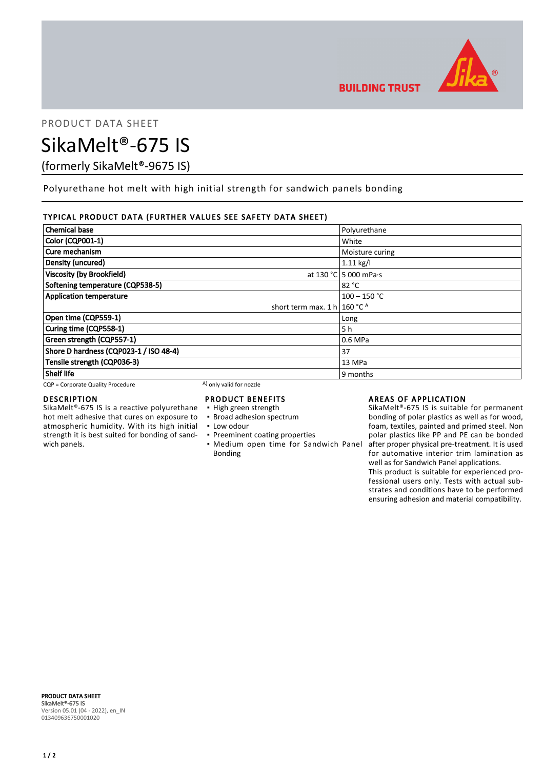PRODUCT DATA SHEET

# SikaMelt®-675 IS

(formerly SikaMelt®-9675 IS)

Polyurethane hot melt with high initial strength for sandwich panels bonding

## TYPICAL PRODUCT DATA (FURTHER VALUES SEE SAFETY DATA SHEET)

| Property | | Value |
|---|---|---|
| Chemical base | | Polyurethane |
| Color (CQP001-1) | | White |
| Cure mechanism | | Moisture curing |
| Density (uncured) | | 1.11 kg/l |
| Viscosity (by Brookfield) | at 130 °C | 5 000 mPa·s |
| Softening temperature (CQP538-5) | | 82 °C |
| Application temperature | | 100 – 150 °C |
| | short term max. 1 h | 160 °C A |
| Open time (CQP559-1) | | Long |
| Curing time (CQP558-1) | | 5 h |
| Green strength (CQP557-1) | | 0.6 MPa |
| Shore D hardness (CQP023-1 / ISO 48-4) | | 37 |
| Tensile strength (CQP036-3) | | 13 MPa |
| Shelf life | | 9 months |

CQP = Corporate Quality Procedure    A) only valid for nozzle

## DESCRIPTION

SikaMelt®-675 IS is a reactive polyurethane hot melt adhesive that cures on exposure to atmospheric humidity. With its high initial strength it is best suited for bonding of sandwich panels.

## PRODUCT BENEFITS

- High green strength
- Broad adhesion spectrum
- Low odour
- Preeminent coating properties
- Medium open time for Sandwich Panel Bonding

## AREAS OF APPLICATION

SikaMelt®-675 IS is suitable for permanent bonding of polar plastics as well as for wood, foam, textiles, painted and primed steel. Non polar plastics like PP and PE can be bonded after proper physical pre-treatment. It is used for automative interior trim lamination as well as for Sandwich Panel applications.

This product is suitable for experienced professional users only. Tests with actual substrates and conditions have to be performed ensuring adhesion and material compatibility.

**PRODUCT DATA SHEET**
**SikaMelt®-675 IS**
Version 05.01 (04 - 2022), en_IN
013409636750001020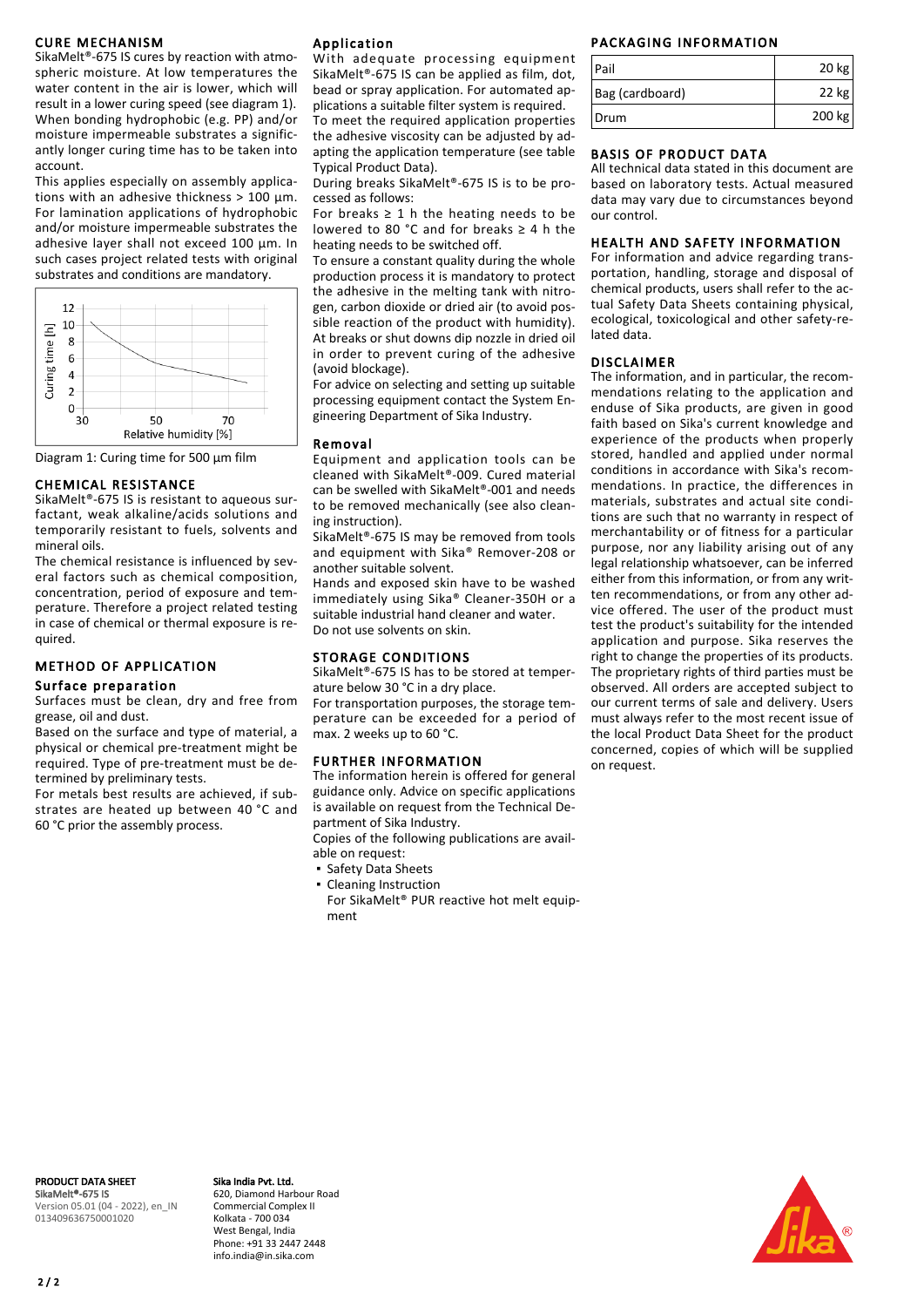## CURE MECHANISM

SikaMelt®-675 IS cures by reaction with atmospheric moisture. At low temperatures the water content in the air is lower, which will result in a lower curing speed (see diagram 1). When bonding hydrophobic (e.g. PP) and/or moisture impermeable substrates a significantly longer curing time has to be taken into account.

This applies especially on assembly applications with an adhesive thickness > 100 µm. For lamination applications of hydrophobic and/or moisture impermeable substrates the adhesive layer shall not exceed 100 µm. In such cases project related tests with original substrates and conditions are mandatory.

Curing time [h]
12
10
8
6
4
2
0
30
50
70
Relative humidity [%]

Diagram 1: Curing time for 500 µm film

## CHEMICAL RESISTANCE

SikaMelt®-675 IS is resistant to aqueous surfactant, weak alkaline/acids solutions and temporarily resistant to fuels, solvents and mineral oils.

The chemical resistance is influenced by several factors such as chemical composition, concentration, period of exposure and temperature. Therefore a project related testing in case of chemical or thermal exposure is required.

## METHOD OF APPLICATION

### Surface preparation

Surfaces must be clean, dry and free from grease, oil and dust.

Based on the surface and type of material, a physical or chemical pre-treatment might be required. Type of pre-treatment must be determined by preliminary tests.

For metals best results are achieved, if substrates are heated up between 40 °C and 60 °C prior the assembly process.

### Application

With adequate processing equipment SikaMelt®-675 IS can be applied as film, dot, bead or spray application. For automated applications a suitable filter system is required.

To meet the required application properties the adhesive viscosity can be adjusted by adapting the application temperature (see table Typical Product Data).

During breaks SikaMelt®-675 IS is to be processed as follows:

For breaks ≥ 1 h the heating needs to be lowered to 80 °C and for breaks ≥ 4 h the heating needs to be switched off.

To ensure a constant quality during the whole production process it is mandatory to protect the adhesive in the melting tank with nitrogen, carbon dioxide or dried air (to avoid possible reaction of the product with humidity). At breaks or shut downs dip nozzle in dried oil in order to prevent curing of the adhesive (avoid blockage).

For advice on selecting and setting up suitable processing equipment contact the System Engineering Department of Sika Industry.

### Removal

Equipment and application tools can be cleaned with SikaMelt®-009. Cured material can be swelled with SikaMelt®-001 and needs to be removed mechanically (see also cleaning instruction).

SikaMelt®-675 IS may be removed from tools and equipment with Sika® Remover-208 or another suitable solvent.

Hands and exposed skin have to be washed immediately using Sika® Cleaner-350H or a suitable industrial hand cleaner and water. Do not use solvents on skin.

## STORAGE CONDITIONS

SikaMelt®-675 IS has to be stored at temperature below 30 °C in a dry place.

For transportation purposes, the storage temperature can be exceeded for a period of max. 2 weeks up to 60 °C.

## FURTHER INFORMATION

The information herein is offered for general guidance only. Advice on specific applications is available on request from the Technical Department of Sika Industry.

Copies of the following publications are available on request:

- Safety Data Sheets
- Cleaning Instruction
  For SikaMelt® PUR reactive hot melt equipment

## PACKAGING INFORMATION

| | |
|---|---|
| Pail | 20 kg |
| Bag (cardboard) | 22 kg |
| Drum | 200 kg |

## BASIS OF PRODUCT DATA

All technical data stated in this document are based on laboratory tests. Actual measured data may vary due to circumstances beyond our control.

## HEALTH AND SAFETY INFORMATION

For information and advice regarding transportation, handling, storage and disposal of chemical products, users shall refer to the actual Safety Data Sheets containing physical, ecological, toxicological and other safety-related data.

## DISCLAIMER

The information, and in particular, the recommendations relating to the application and enduse of Sika products, are given in good faith based on Sika's current knowledge and experience of the products when properly stored, handled and applied under normal conditions in accordance with Sika's recommendations. In practice, the differences in materials, substrates and actual site conditions are such that no warranty in respect of merchantability or of fitness for a particular purpose, nor any liability arising out of any legal relationship whatsoever, can be inferred either from this information, or from any written recommendations, or from any other advice offered. The user of the product must test the product's suitability for the intended application and purpose. Sika reserves the right to change the properties of its products. The proprietary rights of third parties must be observed. All orders are accepted subject to our current terms of sale and delivery. Users must always refer to the most recent issue of the local Product Data Sheet for the product concerned, copies of which will be supplied on request.

**PRODUCT DATA SHEET**
**SikaMelt®-675 IS**
Version 05.01 (04 - 2022), en_IN
013409636750001020

**Sika India Pvt. Ltd.**
620, Diamond Harbour Road
Commercial Complex II
Kolkata - 700 034
West Bengal, India
Phone: +91 33 2447 2448
info.india@in.sika.com